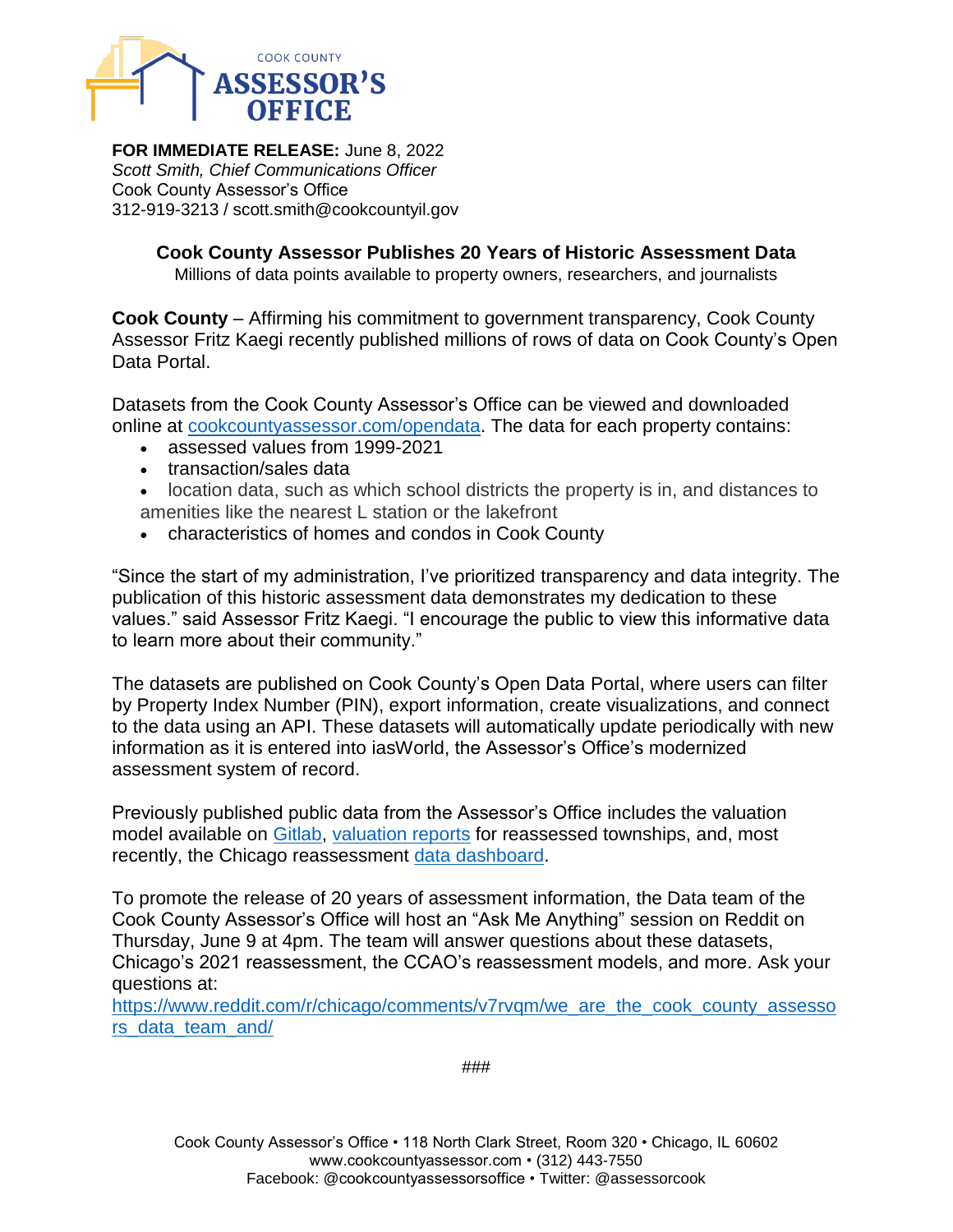COOK COUNTY
**ASSESSOR'S OFFICE**

**FOR IMMEDIATE RELEASE:** June 8, 2022
*Scott Smith, Chief Communications Officer*
Cook County Assessor's Office
312-919-3213 / scott.smith@cookcountyil.gov

## Cook County Assessor Publishes 20 Years of Historic Assessment Data

Millions of data points available to property owners, researchers, and journalists

**Cook County** – Affirming his commitment to government transparency, Cook County Assessor Fritz Kaegi recently published millions of rows of data on Cook County's Open Data Portal.

Datasets from the Cook County Assessor's Office can be viewed and downloaded online at [cookcountyassessor.com/opendata](cookcountyassessor.com/opendata). The data for each property contains:

- assessed values from 1999-2021
- transaction/sales data
- location data, such as which school districts the property is in, and distances to amenities like the nearest L station or the lakefront
- characteristics of homes and condos in Cook County

"Since the start of my administration, I've prioritized transparency and data integrity. The publication of this historic assessment data demonstrates my dedication to these values." said Assessor Fritz Kaegi. "I encourage the public to view this informative data to learn more about their community."

The datasets are published on Cook County's Open Data Portal, where users can filter by Property Index Number (PIN), export information, create visualizations, and connect to the data using an API. These datasets will automatically update periodically with new information as it is entered into iasWorld, the Assessor's Office's modernized assessment system of record.

Previously published public data from the Assessor's Office includes the valuation model available on Gitlab, valuation reports for reassessed townships, and, most recently, the Chicago reassessment data dashboard.

To promote the release of 20 years of assessment information, the Data team of the Cook County Assessor's Office will host an "Ask Me Anything" session on Reddit on Thursday, June 9 at 4pm. The team will answer questions about these datasets, Chicago's 2021 reassessment, the CCAO's reassessment models, and more. Ask your questions at:
[https://www.reddit.com/r/chicago/comments/v7rvqm/we_are_the_cook_county_assessors_data_team_and/](https://www.reddit.com/r/chicago/comments/v7rvqm/we_are_the_cook_county_assessors_data_team_and/)

###

Cook County Assessor's Office • 118 North Clark Street, Room 320 • Chicago, IL 60602
www.cookcountyassessor.com • (312) 443-7550
Facebook: @cookcountyassessorsoffice • Twitter: @assessorcook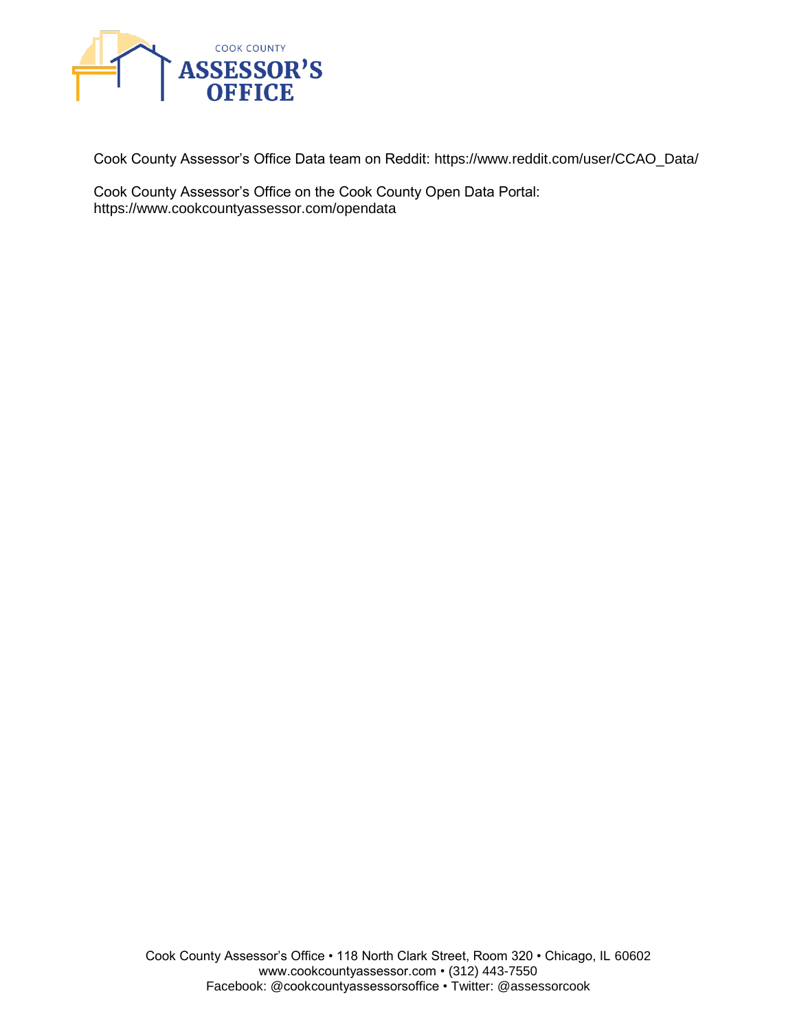Cook County Assessor's Office Data team on Reddit: https://www.reddit.com/user/CCAO_Data/

Cook County Assessor's Office on the Cook County Open Data Portal: https://www.cookcountyassessor.com/opendata